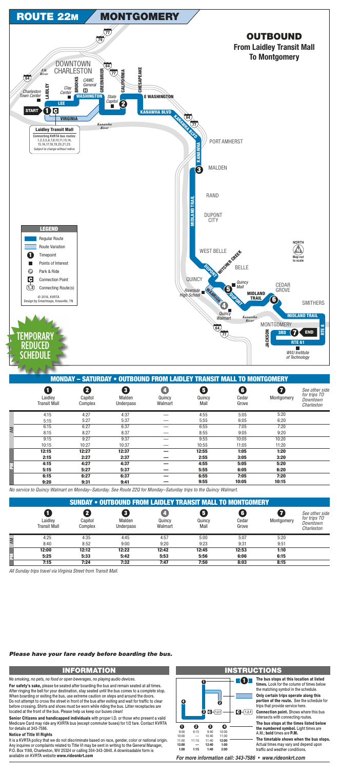# ROUTE 22M MONTGOMERY

## OUTBOUND
**From Laidley Transit Mall To Montgomery**

DOWNTOWN CHARLESTON

Elk River, Charleston Town Center, LAIDLEY, BROOKS, Clay Center, CAMC General, GREENBRIER, CALIFORNIA, CHESAPEAKE, LEE, WASHINGTON, State Capitol, E WASHINGTON, KANAWHA BLVD, VIRGINIA, Kanawha River

START 1

**Laidley Transit Mall**
Connecting KVRTA bus routes: 1,2,3,5,6,7,8,10,11,13,14, 15,16,17,18,19,20,21,23. *Subject to change without notice.*

PORT AMHERST, KANAWHA, MALDEN, RAND, MIDLAND TRAIL, DUPONT CITY, WEST BELLE, WITCHER CREEK, BELLE, DUPONT, QUINCY, Quincy Mall, Riverside High School, WARRIOR, Quincy Walmart, Kanawha River, MIDLAND TRAIL, CEDAR GROVE, SMITHERS, MONTGOMERY, JACKSON, 3RD, END, RTE 61, RTE 8, WVU Institute of Technology

NORTH — Map not to scale

**LEGEND**
- Regular Route
- Route Variation
- Timepoint
- Points of Interest
- Park & Ride
- Connection Point
- Connecting Route(s)

© 2016, KVRTA
Design by Smartmaps, Knoxville, TN

**TEMPORARY REDUCED SCHEDULE**

## MONDAY – SATURDAY • OUTBOUND FROM LAIDLEY TRANSIT MALL TO MONTGOMERY

| | 1 Laidley Transit Mall | 2 Capitol Complex | 3 Malden Underpass | 4 Quincy Walmart | 5 Quincy Mall | 6 Cedar Grove | 7 Montgomery | See other side for trips TO Downtown Charleston |
|---|---|---|---|---|---|---|---|---|
| AM | 4:15 | 4:27 | 4:37 | — | 4:55 | 5:05 | 5:20 | |
| AM | 5:15 | 5:27 | 5:37 | — | 5:55 | 6:05 | 6:20 | |
| AM | 6:15 | 6:27 | 6:37 | — | 6:55 | 7:05 | 7:20 | |
| AM | 8:15 | 8:27 | 8:37 | — | 8:55 | 9:05 | 9:20 | |
| AM | 9:15 | 9:27 | 9:37 | — | 9:55 | 10:05 | 10:20 | |
| AM | 10:15 | 10:27 | 10:37 | — | 10:55 | 11:05 | 11:20 | |
| PM | **12:15** | **12:27** | **12:37** | — | **12:55** | **1:05** | **1:20** | |
| PM | **2:15** | **2:27** | **2:37** | — | **2:55** | **3:05** | **3:20** | |
| PM | **4:15** | **4:27** | **4:37** | — | **4:55** | **5:05** | **5:20** | |
| PM | **5:15** | **5:27** | **5:37** | — | **5:55** | **6:05** | **6:20** | |
| PM | **6:15** | **6:27** | **6:37** | — | **6:55** | **7:05** | **7:20** | |
| PM | **9:20** | **9:31** | **9:41** | — | **9:55** | **10:05** | **10:15** | |

*No service to Quincy Walmart on Monday–Saturday. See Route 22Q for Monday–Saturday trips to the Quincy Walmart.*

## SUNDAY • OUTBOUND FROM LAIDLEY TRANSIT MALL TO MONTGOMERY

| | 1 Laidley Transit Mall | 2 Capitol Complex | 3 Malden Underpass | 4 Quincy Walmart | 5 Quincy Mall | 6 Cedar Grove | 7 Montgomery | See other side for trips TO Downtown Charleston |
|---|---|---|---|---|---|---|---|---|
| AM | 4:25 | 4:35 | 4:45 | 4:57 | 5:00 | 5:07 | 5:20 | |
| AM | 8:40 | 8:52 | 9:00 | 9:20 | 9:23 | 9:31 | 9:51 | |
| PM | **12:00** | **12:12** | **12:22** | **12:42** | **12:45** | **12:53** | **1:10** | |
| PM | **5:25** | **5:33** | **5:42** | **5:53** | **5:56** | **6:06** | **6:15** | |
| PM | **7:15** | **7:24** | **7:32** | **7:47** | **7:50** | **8:03** | **8:15** | |

*All Sunday trips travel via Virginia Street from Transit Mall.*

***Please have your fare ready before boarding the bus.***

## INFORMATION

*No smoking, no pets, no food or open beverages, no playing audio devices.*

**For safety's sake,** please be seated after boarding the bus and remain seated at all times. After ringing the bell for your destination, stay seated until the bus comes to a complete stop. When boarding or exiting the bus, use extreme caution on steps and around the doors. Do not attempt to cross the street in front of the bus after exiting and wait for traffic to clear before crossing. Shirts and shoes must be worn while riding the bus. Litter receptacles are located at the front of the bus. Please help us keep our buses clean!

**Senior Citizens and handicapped individuals** with proper I.D. or those who present a valid Medicare Card may ride any KVRTA bus (except commuter buses) for 1/2 fare. Contact KVRTA for details at 343-7586.

**Notice of Title VI Rights**

It is a KVRTA policy that we do not discriminate based on race, gender, color or national origin. Any inquires or complaints related to Title VI may be sent in writing to the General Manager, P.O. Box 1188, Charleston, WV 25324 or calling 304-343-3840. A downloadable form is available on KVRTA website **www.rideonkrt.com**

## INSTRUCTIONS

| 1 | 2 | 3 | 4 |
|---|---|---|---|
| 9:00 | 9:15 | 9:40 | 10:00 |
| 10:00 | — | 10:40 | 11:00 |
| 11:00 | 11:15 | 11:40 | **12:00** |
| **12:00** | — | **12:40** | **1:00** |
| **1:00** | **1:15** | **1:40** | **2:00** |

**The bus stops at this location at listed times.** Look for the column of times below the matching symbol in the schedule.

**Only certain trips operate along this portion of the route.** See the schedule for trips that provide service here.

**Connection point.** Shows where this bus intersects with connecting routes.

**The bus stops at the times listed below the numbered symbol.** Light times are **A.M.; bold** times are **P.M.**

**The timetable shows when the bus stops.** Actual times may vary and depend upon traffic and weather conditions.

*For more information call: 343-7586 • www.rideonkrt.com*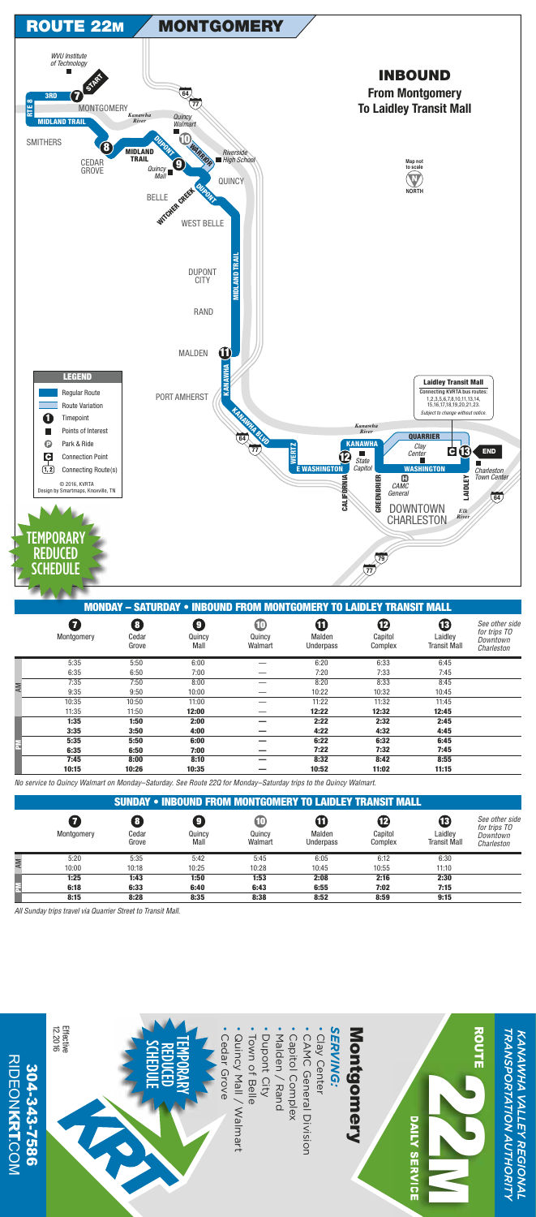# ROUTE 22M MONTGOMERY

## INBOUND

### From Montgomery To Laidley Transit Mall

WVU Institute of Technology

START

3RD

RTE 8

MONTGOMERY

MIDLAND TRAIL

Kanawha River

Quincy Walmart

SMITHERS

CEDAR GROVE

MIDLAND TRAIL

DUPONT

WARRIOR

Riverside High School

Quincy Mall

QUINCY

BELLE

WITCHER CREEK

DUPONT

WEST BELLE

DUPONT CITY

MIDLAND TRAIL

RAND

MALDEN

KANAWHA

PORT AMHERST

KANAWHA BLVD

WERTZ

E WASHINGTON

CALIFORNIA

KANAWHA

State Capitol

GREENBRIER

CAMC General

Kanawha River

QUARRIER

Clay Center

WASHINGTON

LAIDLEY

END

Charleston Town Center

Elk River

DOWNTOWN CHARLESTON

Map not to scale

NORTH

**LEGEND**

- Regular Route
- Route Variation
- Timepoint
- Points of Interest
- Park & Ride
- Connection Point
- Connecting Route(s)

© 2016, KVRTA
Design by Smartmaps, Knoxville, TN

**Laidley Transit Mall**
Connecting KVRTA bus routes: 1,2,3,5,6,7,8,10,11,13,14, 15,16,17,18,19,20,21,23.
*Subject to change without notice.*

TEMPORARY REDUCED SCHEDULE

## MONDAY – SATURDAY • INBOUND FROM MONTGOMERY TO LAIDLEY TRANSIT MALL

| | 7 Montgomery | 8 Cedar Grove | 9 Quincy Mall | 10 Quincy Walmart | 11 Malden Underpass | 12 Capitol Complex | 13 Laidley Transit Mall | See other side for trips TO Downtown Charleston |
|---|---|---|---|---|---|---|---|---|
| AM | 5:35 | 5:50 | 6:00 | — | 6:20 | 6:33 | 6:45 | |
| AM | 6:35 | 6:50 | 7:00 | — | 7:20 | 7:33 | 7:45 | |
| AM | 7:35 | 7:50 | 8:00 | — | 8:20 | 8:33 | 8:45 | |
| AM | 9:35 | 9:50 | 10:00 | — | 10:22 | 10:32 | 10:45 | |
| AM | 10:35 | 10:50 | 11:00 | — | 11:22 | 11:32 | 11:45 | |
| AM | 11:35 | 11:50 | **12:00** | — | **12:22** | **12:32** | **12:45** | |
| PM | **1:35** | **1:50** | **2:00** | — | **2:22** | **2:32** | **2:45** | |
| PM | **3:35** | **3:50** | **4:00** | — | **4:22** | **4:32** | **4:45** | |
| PM | **5:35** | **5:50** | **6:00** | — | **6:22** | **6:32** | **6:45** | |
| PM | **6:35** | **6:50** | **7:00** | — | **7:22** | **7:32** | **7:45** | |
| PM | **7:45** | **8:00** | **8:10** | — | **8:32** | **8:42** | **8:55** | |
| PM | **10:15** | **10:26** | **10:35** | — | **10:52** | **11:02** | **11:15** | |

*No service to Quincy Walmart on Monday–Saturday. See Route 22Q for Monday–Saturday trips to the Quincy Walmart.*

## SUNDAY • INBOUND FROM MONTGOMERY TO LAIDLEY TRANSIT MALL

| | 7 Montgomery | 8 Cedar Grove | 9 Quincy Mall | 10 Quincy Walmart | 11 Malden Underpass | 12 Capitol Complex | 13 Laidley Transit Mall | See other side for trips TO Downtown Charleston |
|---|---|---|---|---|---|---|---|---|
| AM | 5:20 | 5:35 | 5:42 | 5:45 | 6:05 | 6:12 | 6:30 | |
| AM | 10:00 | 10:18 | 10:25 | 10:28 | 10:45 | 10:55 | 11:10 | |
| PM | **1:25** | **1:43** | **1:50** | **1:53** | **2:08** | **2:16** | **2:30** | |
| PM | **6:18** | **6:33** | **6:40** | **6:43** | **6:55** | **7:02** | **7:15** | |
| PM | **8:15** | **8:28** | **8:35** | **8:38** | **8:52** | **8:59** | **9:15** | |

*All Sunday trips travel via Quarrier Street to Transit Mall.*

*KANAWHA VALLEY REGIONAL TRANSPORTATION AUTHORITY*

**ROUTE 22M**

**DAILY SERVICE**

# Montgomery

***SERVING:***

- Clay Center
- CAMC General Division
- Capitol Complex
- Malden / Rand
- Dupont City
- Town of Belle
- Quincy Mall / Walmart
- Cedar Grove

TEMPORARY REDUCED SCHEDULE

Effective 12.2016

KRT

**304-343-7586**

RIDEON**KRT**.COM